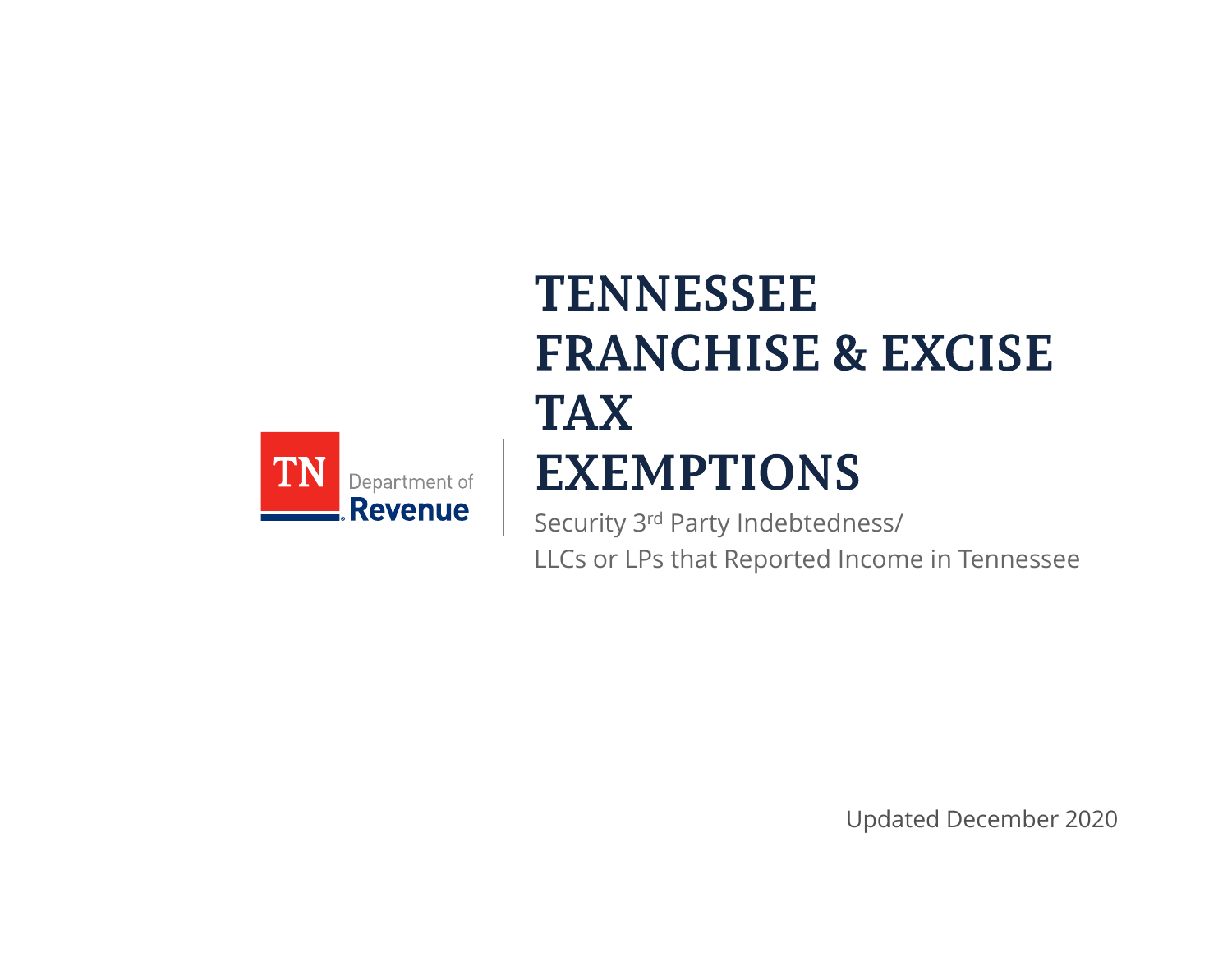TN Department of Revenue

# TENNESSEE FRANCHISE & EXCISE TAX EXEMPTIONS

Security 3rd Party Indebtedness/
LLCs or LPs that Reported Income in Tennessee

Updated December 2020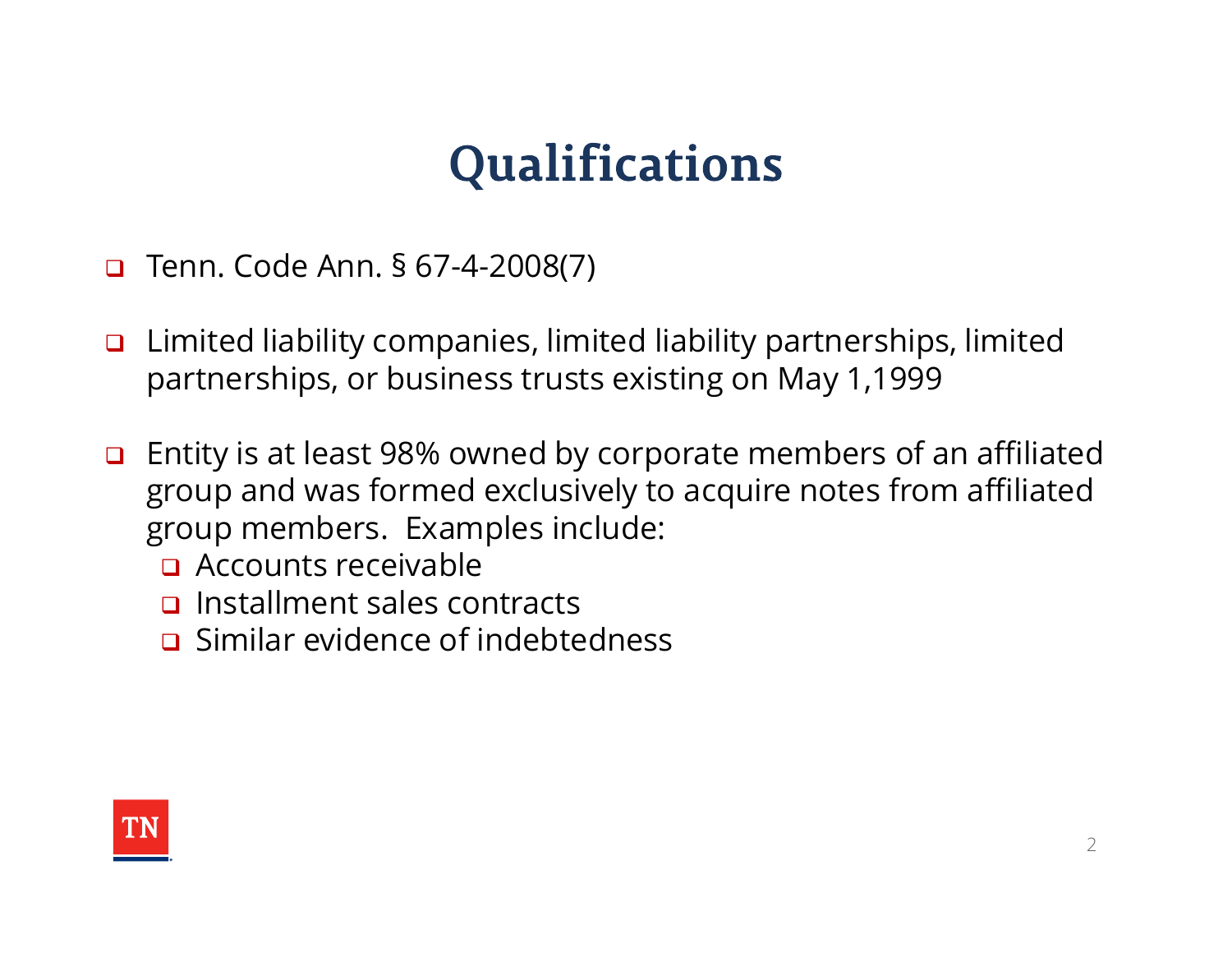# Qualifications

- Tenn. Code Ann. § 67-4-2008(7)
- Limited liability companies, limited liability partnerships, limited partnerships, or business trusts existing on May 1,1999
- Entity is at least 98% owned by corporate members of an affiliated group and was formed exclusively to acquire notes from affiliated group members. Examples include:
  - Accounts receivable
  - Installment sales contracts
  - Similar evidence of indebtedness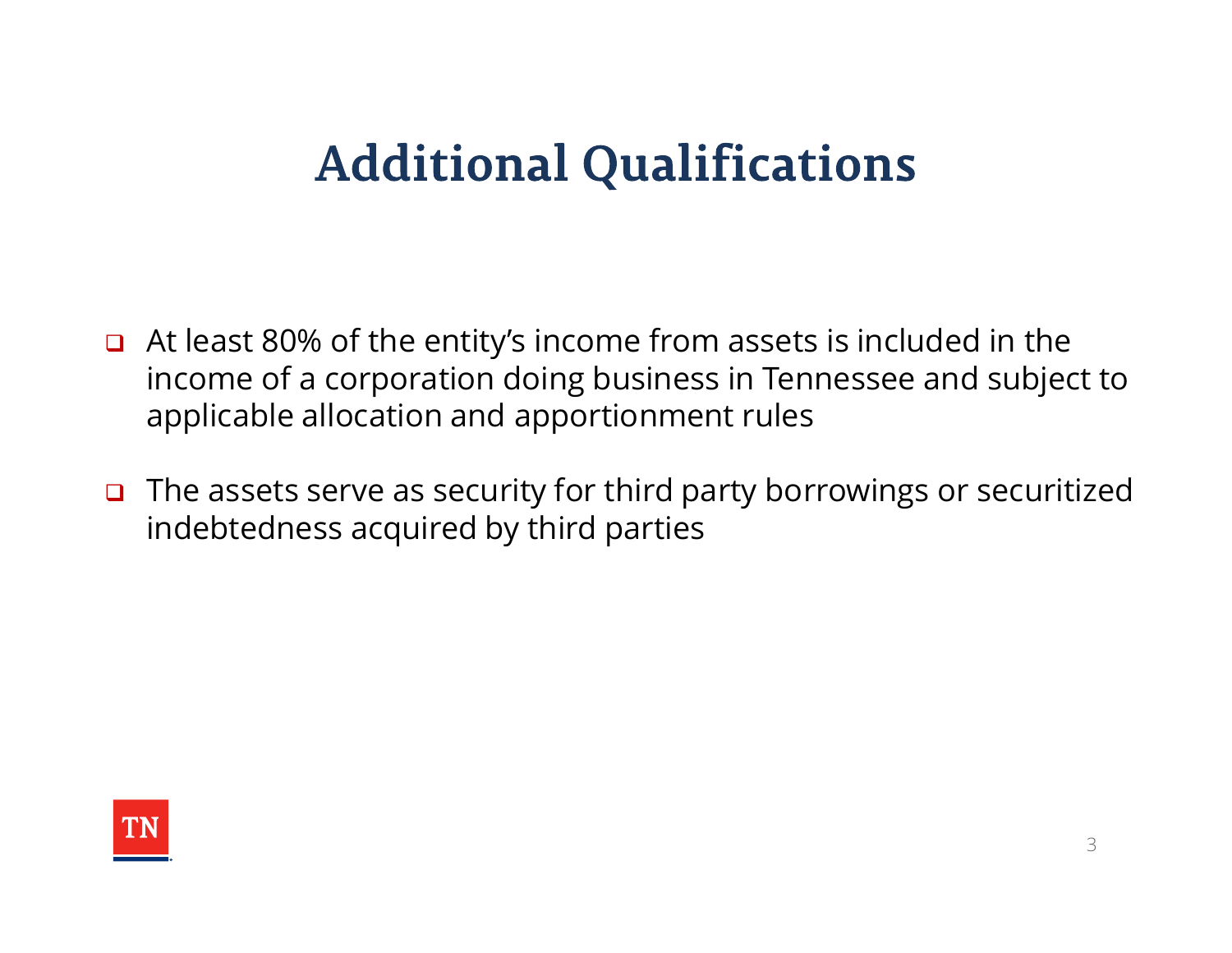# Additional Qualifications

- At least 80% of the entity's income from assets is included in the income of a corporation doing business in Tennessee and subject to applicable allocation and apportionment rules
- The assets serve as security for third party borrowings or securitized indebtedness acquired by third parties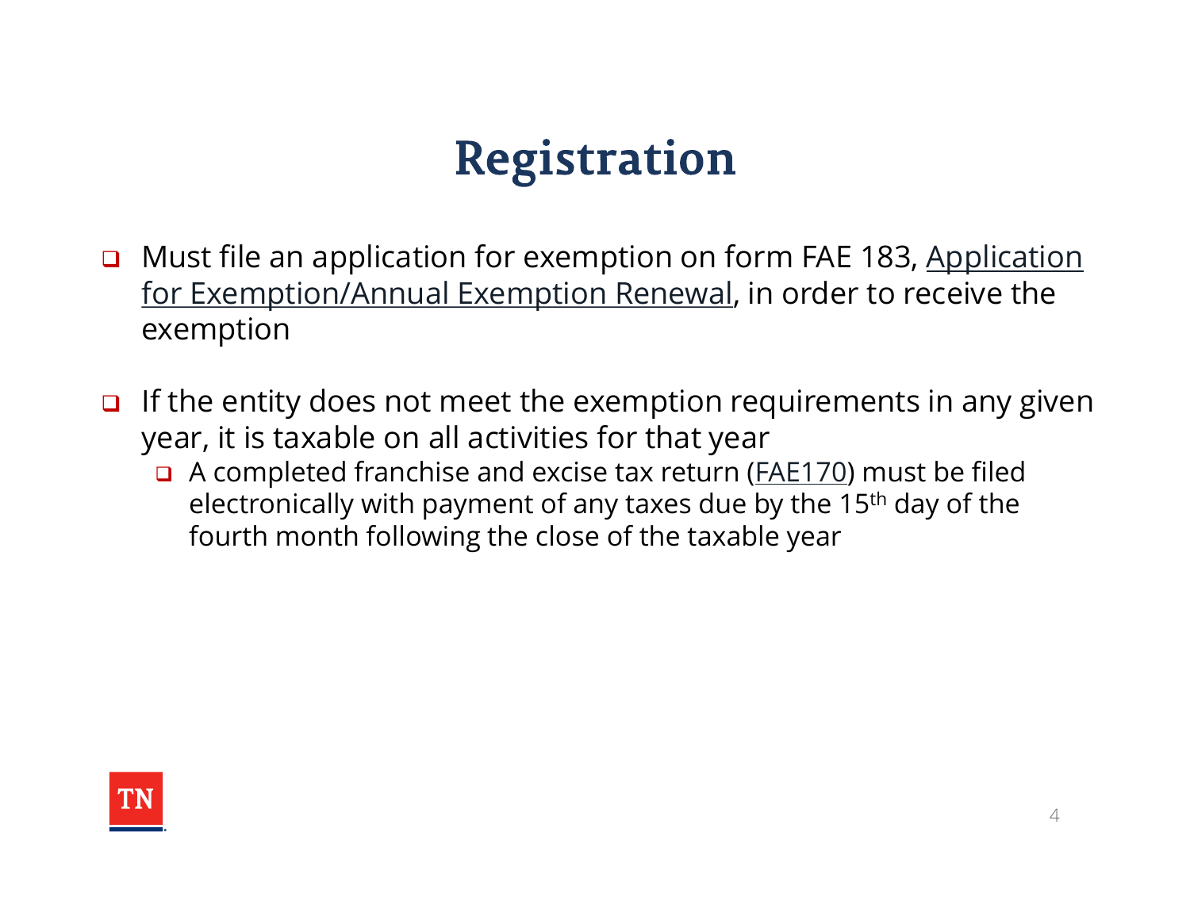# Registration

- Must file an application for exemption on form FAE 183, Application for Exemption/Annual Exemption Renewal, in order to receive the exemption

- If the entity does not meet the exemption requirements in any given year, it is taxable on all activities for that year
  - A completed franchise and excise tax return (FAE170) must be filed electronically with payment of any taxes due by the 15th day of the fourth month following the close of the taxable year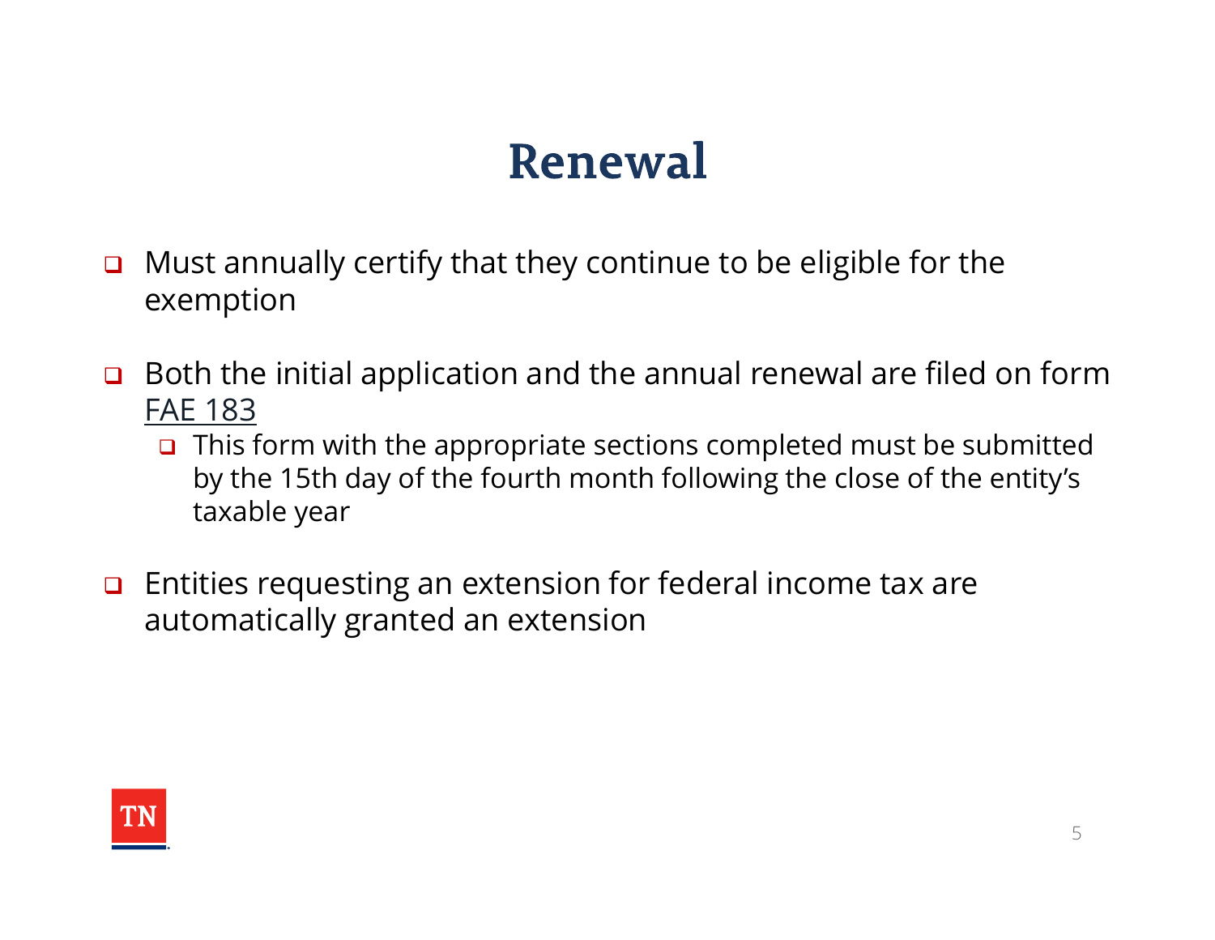# Renewal

- Must annually certify that they continue to be eligible for the exemption
- Both the initial application and the annual renewal are filed on form FAE 183
  - This form with the appropriate sections completed must be submitted by the 15th day of the fourth month following the close of the entity's taxable year
- Entities requesting an extension for federal income tax are automatically granted an extension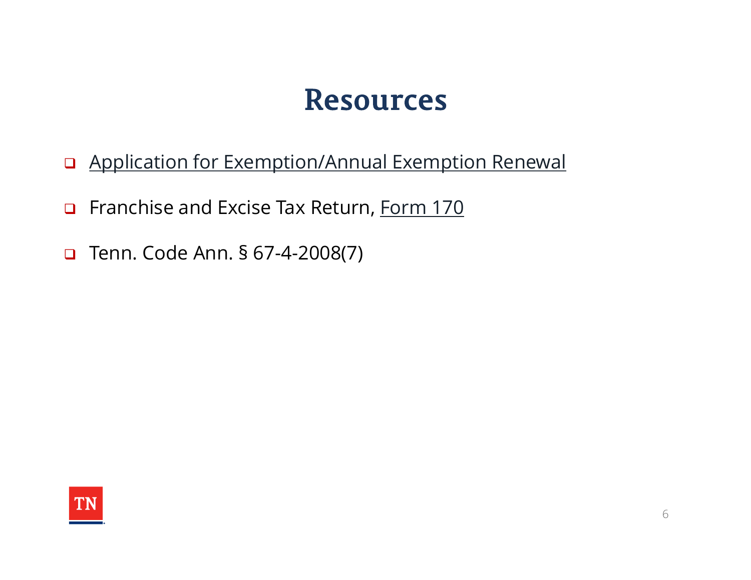# Resources

- Application for Exemption/Annual Exemption Renewal
- Franchise and Excise Tax Return, Form 170
- Tenn. Code Ann. § 67-4-2008(7)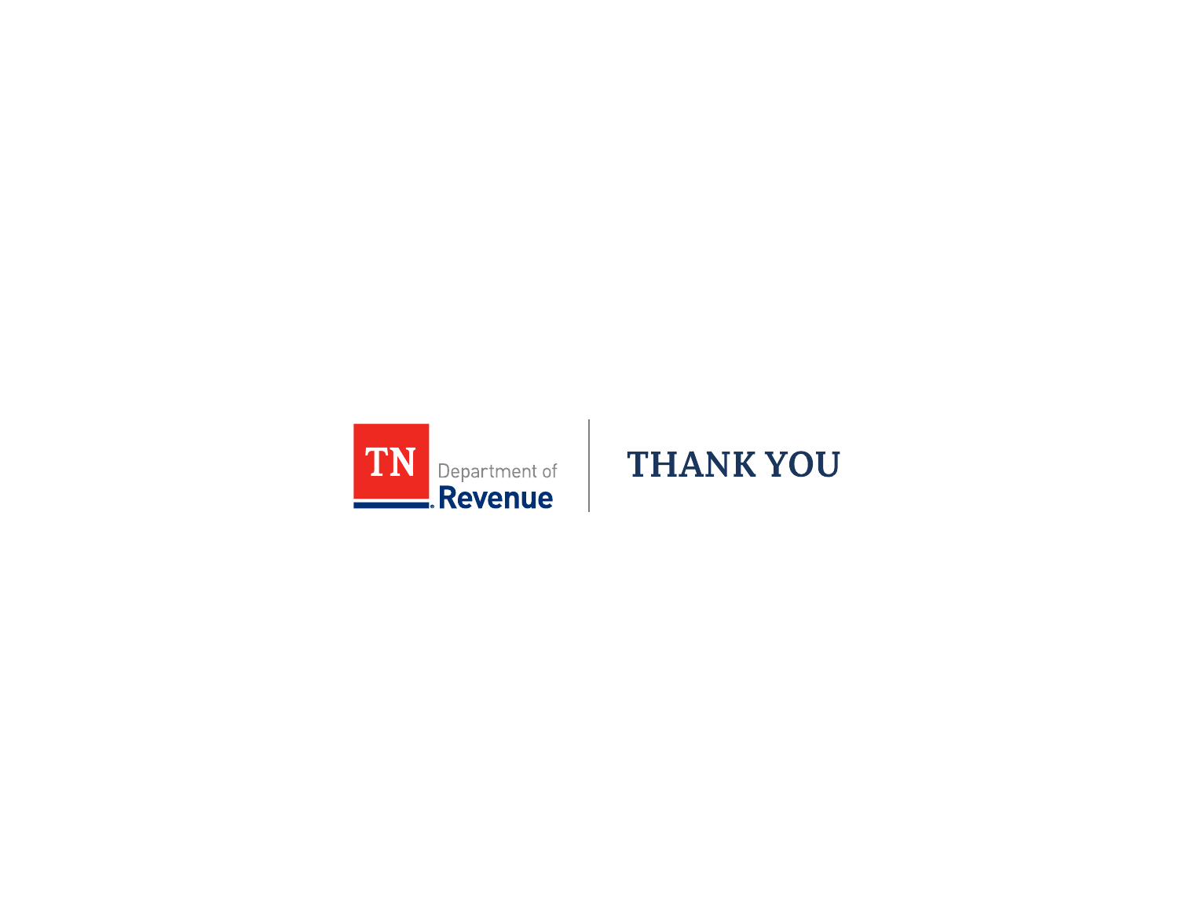TN Department of Revenue

# THANK YOU